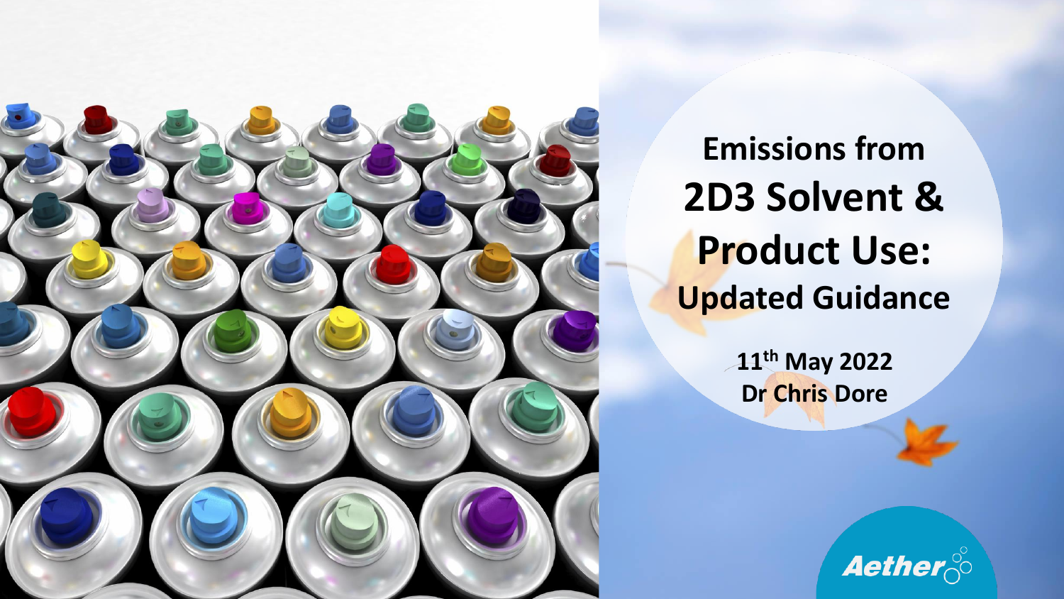# Emissions from 2D3 Solvent & Product Use: Updated Guidance

11th May 2022

Dr Chris Dore

Aether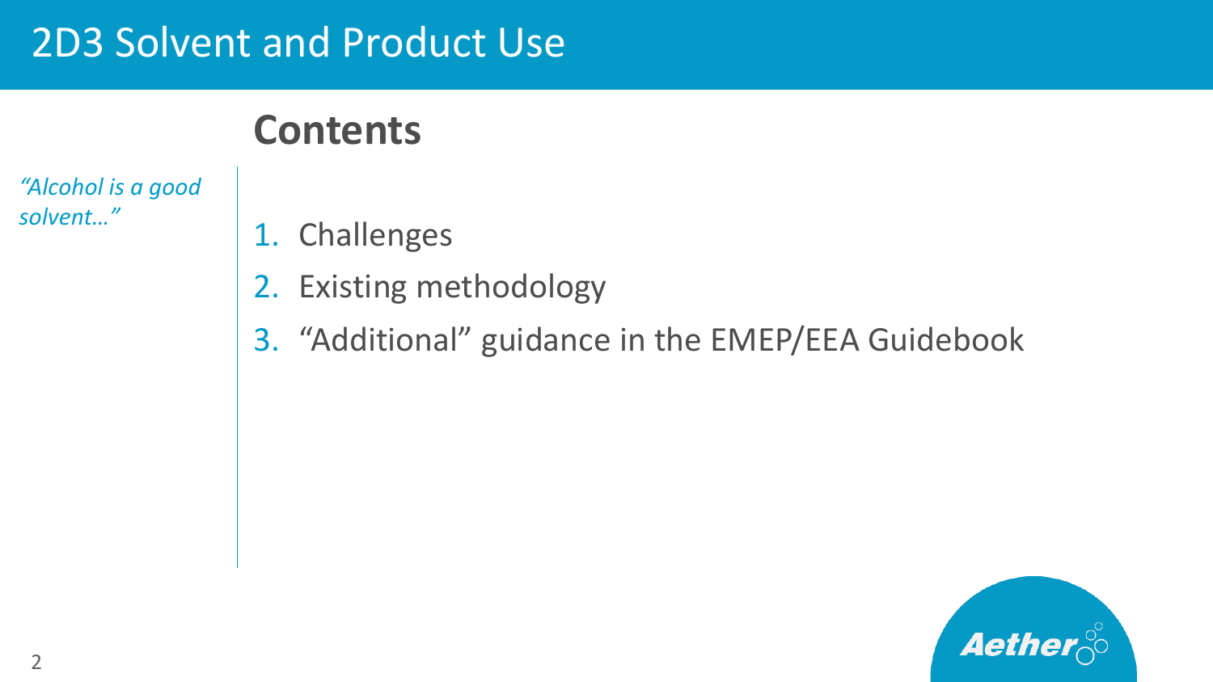# 2D3 Solvent and Product Use

## Contents

*"Alcohol is a good solvent…"*

1. Challenges
2. Existing methodology
3. "Additional" guidance in the EMEP/EEA Guidebook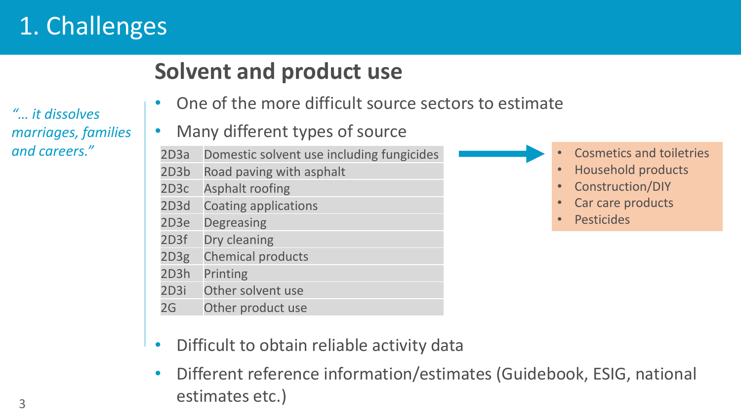# 1. Challenges

## Solvent and product use

*"… it dissolves marriages, families and careers."*

- One of the more difficult source sectors to estimate
- Many different types of source

| | |
|---|---|
| 2D3a | Domestic solvent use including fungicides |
| 2D3b | Road paving with asphalt |
| 2D3c | Asphalt roofing |
| 2D3d | Coating applications |
| 2D3e | Degreasing |
| 2D3f | Dry cleaning |
| 2D3g | Chemical products |
| 2D3h | Printing |
| 2D3i | Other solvent use |
| 2G | Other product use |

2D3a →

- Cosmetics and toiletries
- Household products
- Construction/DIY
- Car care products
- Pesticides

- Difficult to obtain reliable activity data
- Different reference information/estimates (Guidebook, ESIG, national estimates etc.)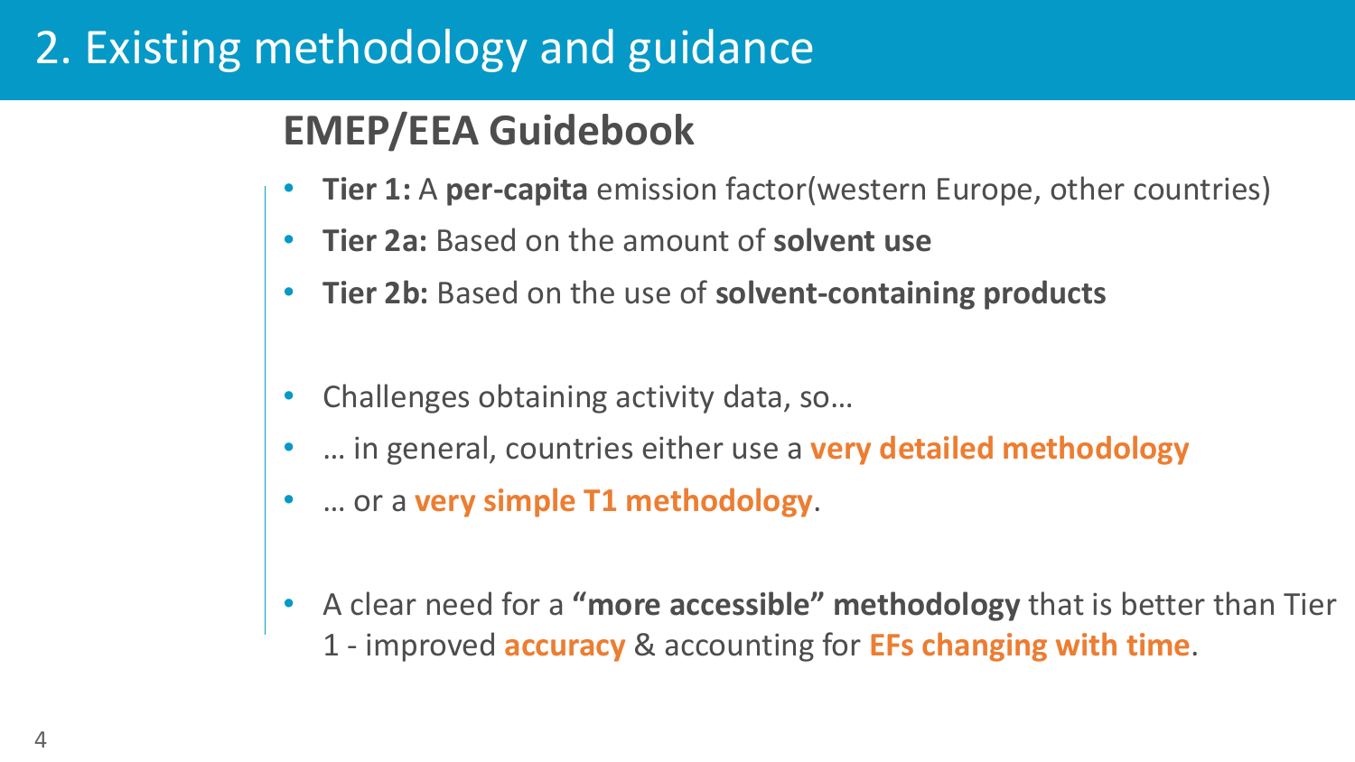# 2. Existing methodology and guidance

## EMEP/EEA Guidebook

- **Tier 1:** A **per-capita** emission factor(western Europe, other countries)
- **Tier 2a:** Based on the amount of **solvent use**
- **Tier 2b:** Based on the use of **solvent-containing products**

- Challenges obtaining activity data, so…
- … in general, countries either use a **very detailed methodology**
- … or a **very simple T1 methodology**.

- A clear need for a **"more accessible" methodology** that is better than Tier 1 - improved **accuracy** & accounting for **EFs changing with time**.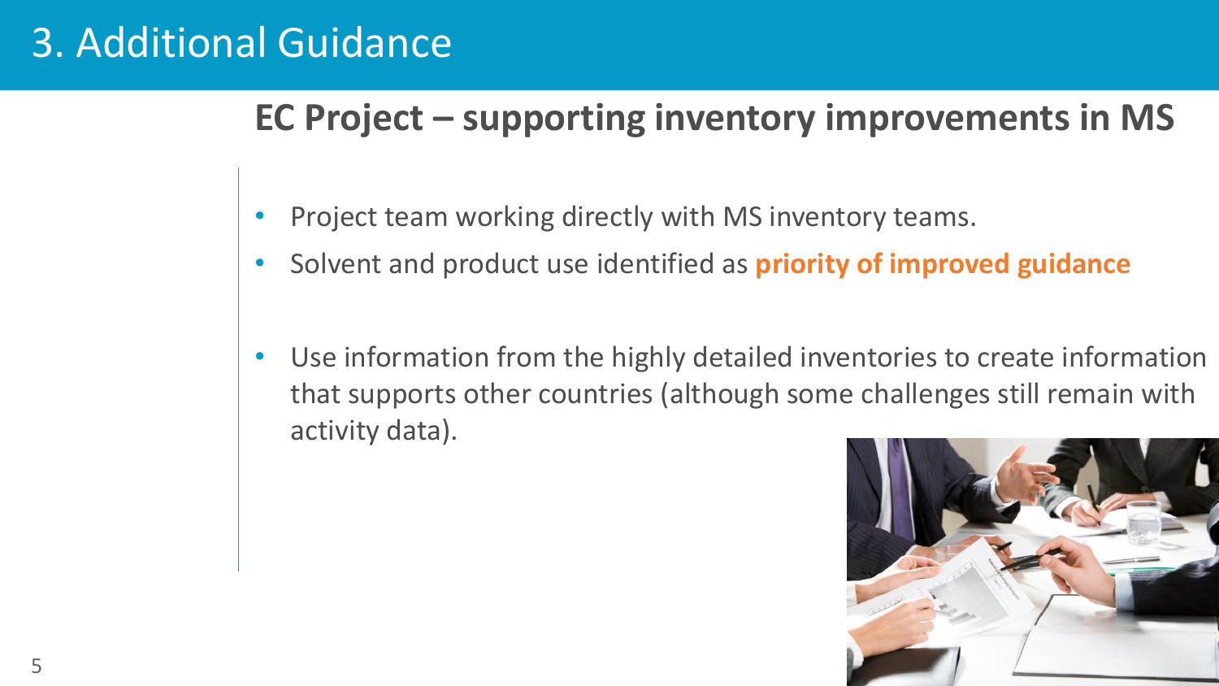# 3. Additional Guidance

## EC Project – supporting inventory improvements in MS

- Project team working directly with MS inventory teams.
- Solvent and product use identified as **priority of improved guidance**
- Use information from the highly detailed inventories to create information that supports other countries (although some challenges still remain with activity data).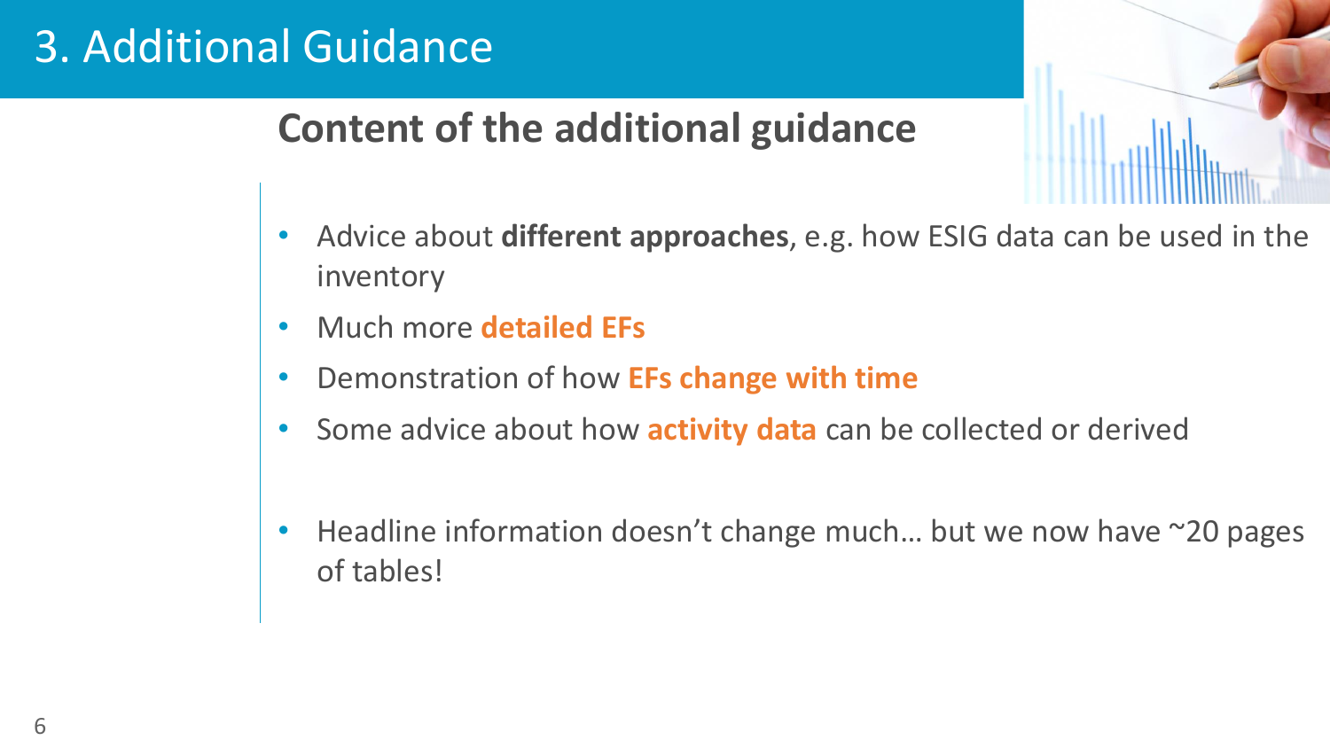# 3. Additional Guidance

## Content of the additional guidance

- Advice about **different approaches**, e.g. how ESIG data can be used in the inventory
- Much more **detailed EFs**
- Demonstration of how **EFs change with time**
- Some advice about how **activity data** can be collected or derived

- Headline information doesn't change much… but we now have ~20 pages of tables!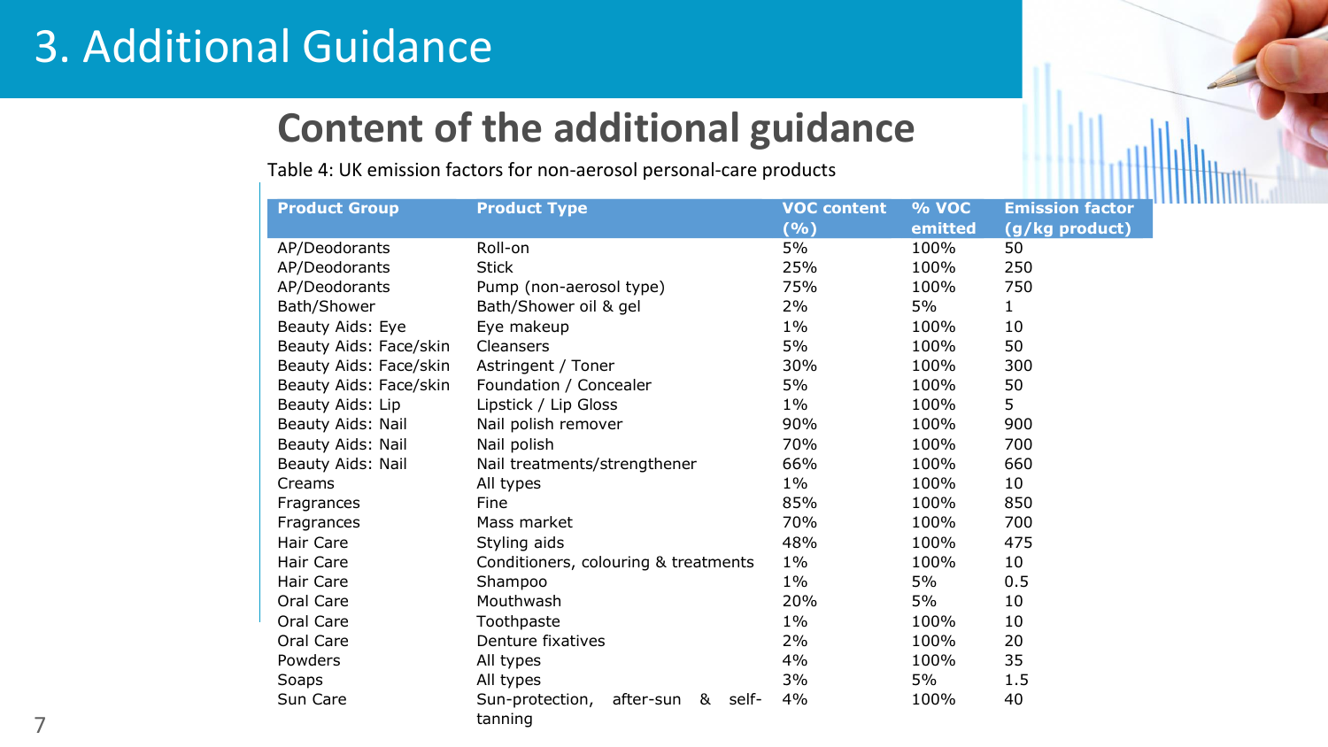# 3. Additional Guidance

## Content of the additional guidance

Table 4: UK emission factors for non-aerosol personal-care products

| Product Group | Product Type | VOC content (%) | % VOC emitted | Emission factor (g/kg product) |
|---|---|---|---|---|
| AP/Deodorants | Roll-on | 5% | 100% | 50 |
| AP/Deodorants | Stick | 25% | 100% | 250 |
| AP/Deodorants | Pump (non-aerosol type) | 75% | 100% | 750 |
| Bath/Shower | Bath/Shower oil & gel | 2% | 5% | 1 |
| Beauty Aids: Eye | Eye makeup | 1% | 100% | 10 |
| Beauty Aids: Face/skin | Cleansers | 5% | 100% | 50 |
| Beauty Aids: Face/skin | Astringent / Toner | 30% | 100% | 300 |
| Beauty Aids: Face/skin | Foundation / Concealer | 5% | 100% | 50 |
| Beauty Aids: Lip | Lipstick / Lip Gloss | 1% | 100% | 5 |
| Beauty Aids: Nail | Nail polish remover | 90% | 100% | 900 |
| Beauty Aids: Nail | Nail polish | 70% | 100% | 700 |
| Beauty Aids: Nail | Nail treatments/strengthener | 66% | 100% | 660 |
| Creams | All types | 1% | 100% | 10 |
| Fragrances | Fine | 85% | 100% | 850 |
| Fragrances | Mass market | 70% | 100% | 700 |
| Hair Care | Styling aids | 48% | 100% | 475 |
| Hair Care | Conditioners, colouring & treatments | 1% | 100% | 10 |
| Hair Care | Shampoo | 1% | 5% | 0.5 |
| Oral Care | Mouthwash | 20% | 5% | 10 |
| Oral Care | Toothpaste | 1% | 100% | 10 |
| Oral Care | Denture fixatives | 2% | 100% | 20 |
| Powders | All types | 4% | 100% | 35 |
| Soaps | All types | 3% | 5% | 1.5 |
| Sun Care | Sun-protection, after-sun & self-tanning | 4% | 100% | 40 |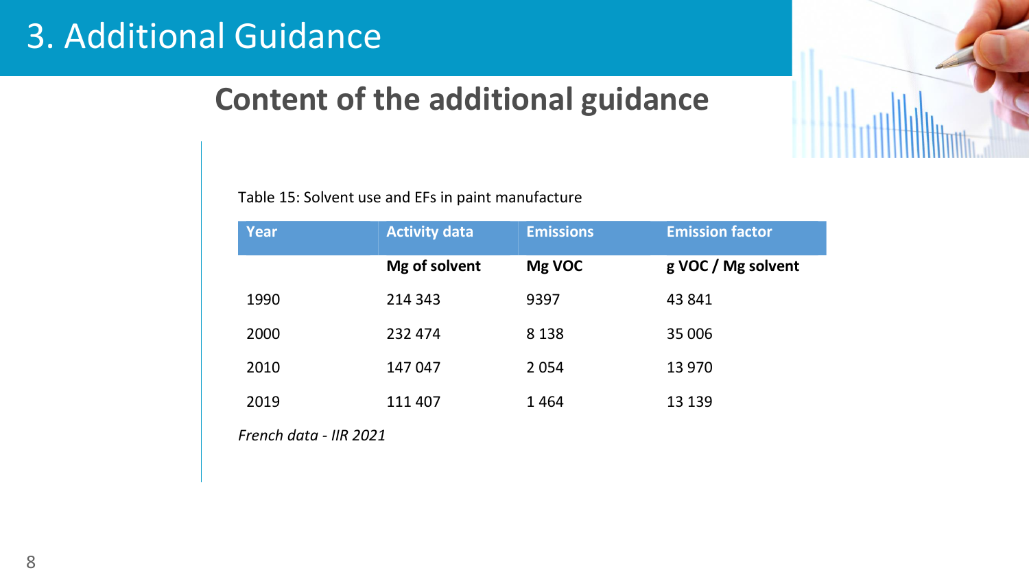# 3. Additional Guidance

## Content of the additional guidance

Table 15: Solvent use and EFs in paint manufacture

| Year | Activity data | Emissions | Emission factor |
|---|---|---|---|
| | **Mg of solvent** | **Mg VOC** | **g VOC / Mg solvent** |
| 1990 | 214 343 | 9397 | 43 841 |
| 2000 | 232 474 | 8 138 | 35 006 |
| 2010 | 147 047 | 2 054 | 13 970 |
| 2019 | 111 407 | 1 464 | 13 139 |

*French data - IIR 2021*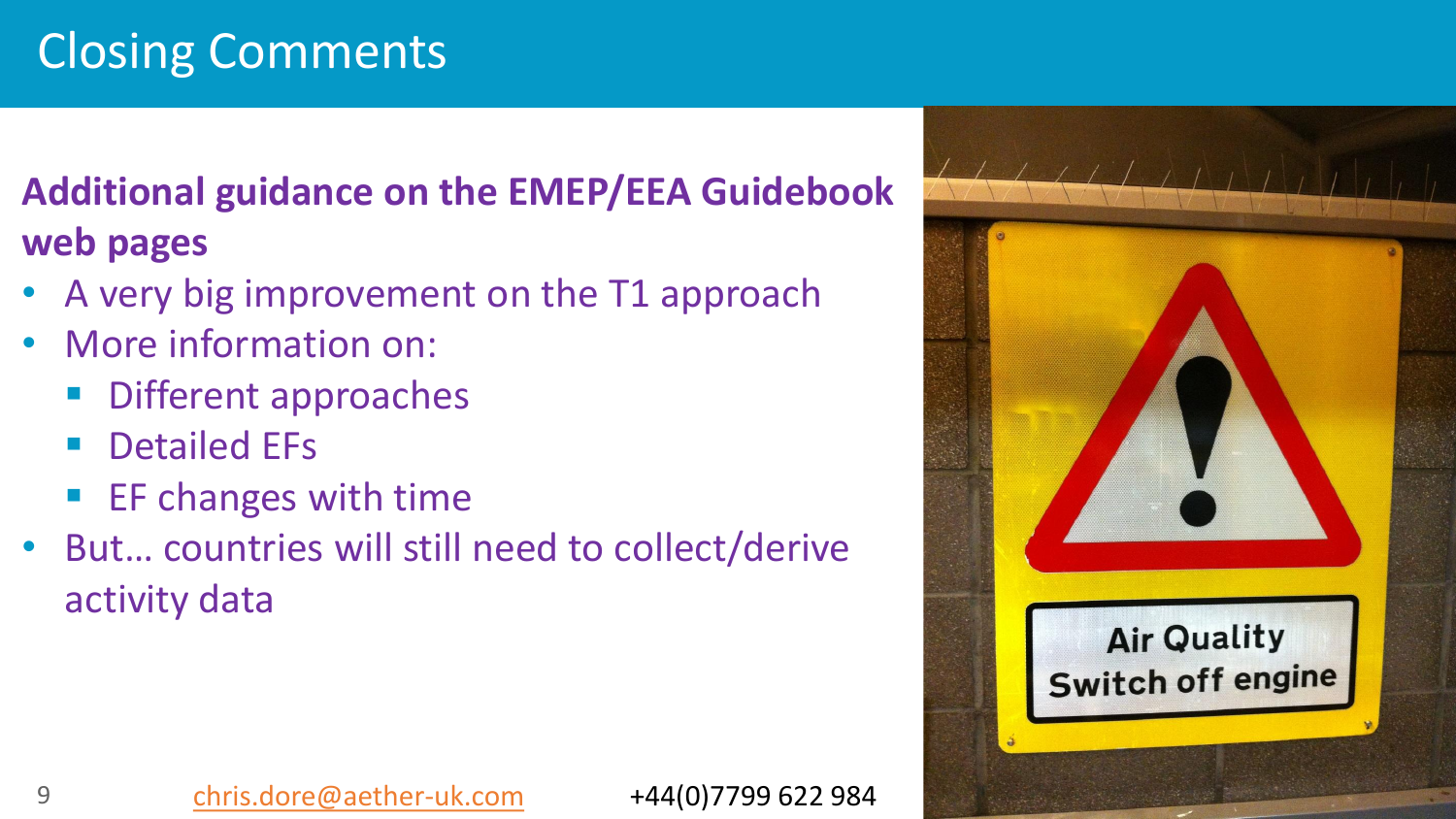# Closing Comments

**Additional guidance on the EMEP/EEA Guidebook web pages**

- A very big improvement on the T1 approach
- More information on:
  - Different approaches
  - Detailed EFs
  - EF changes with time
- But… countries will still need to collect/derive activity data

chris.dore@aether-uk.com +44(0)7799 622 984